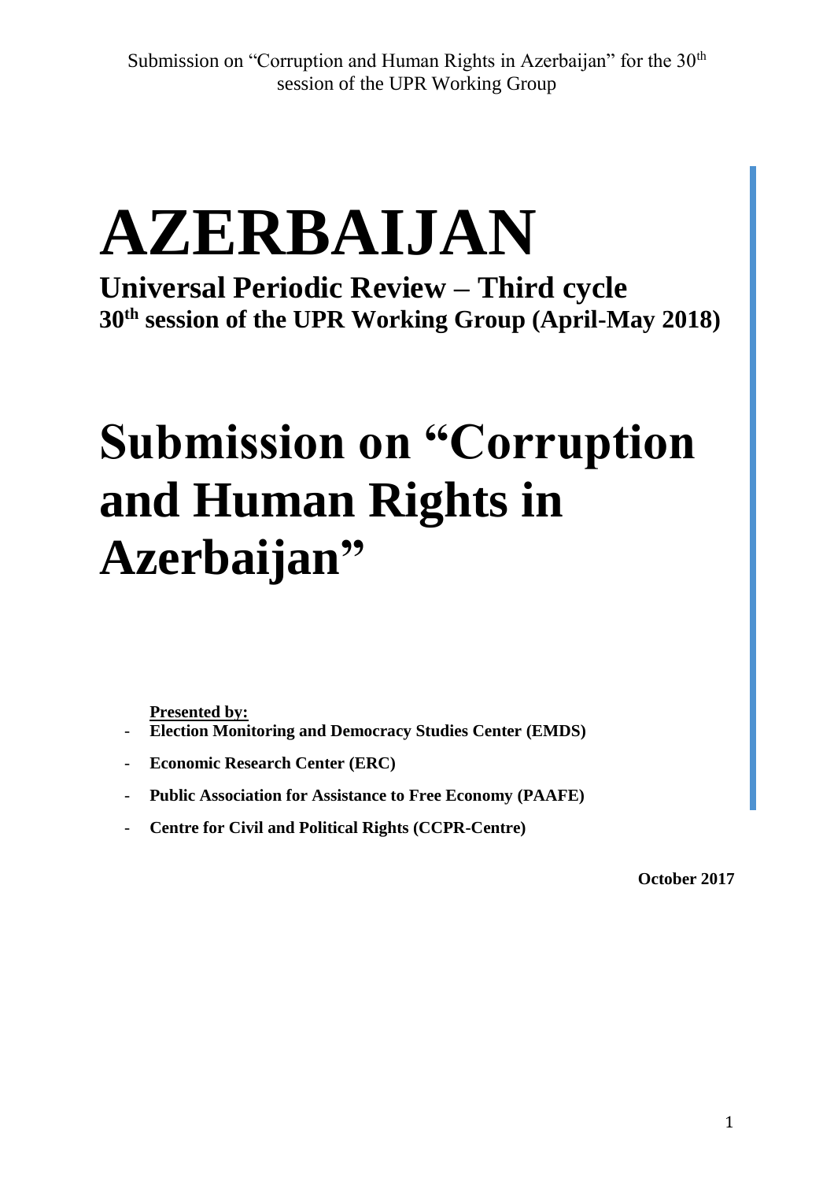# AZERBAIJAN

## Universal Periodic Review – Third cycle

### 30th session of the UPR Working Group (April-May 2018)

# Submission on "Corruption and Human Rights in Azerbaijan"

**Presented by:**

- **Election Monitoring and Democracy Studies Center (EMDS)**
- **Economic Research Center (ERC)**
- **Public Association for Assistance to Free Economy (PAAFE)**
- **Centre for Civil and Political Rights (CCPR-Centre)**

**October 2017**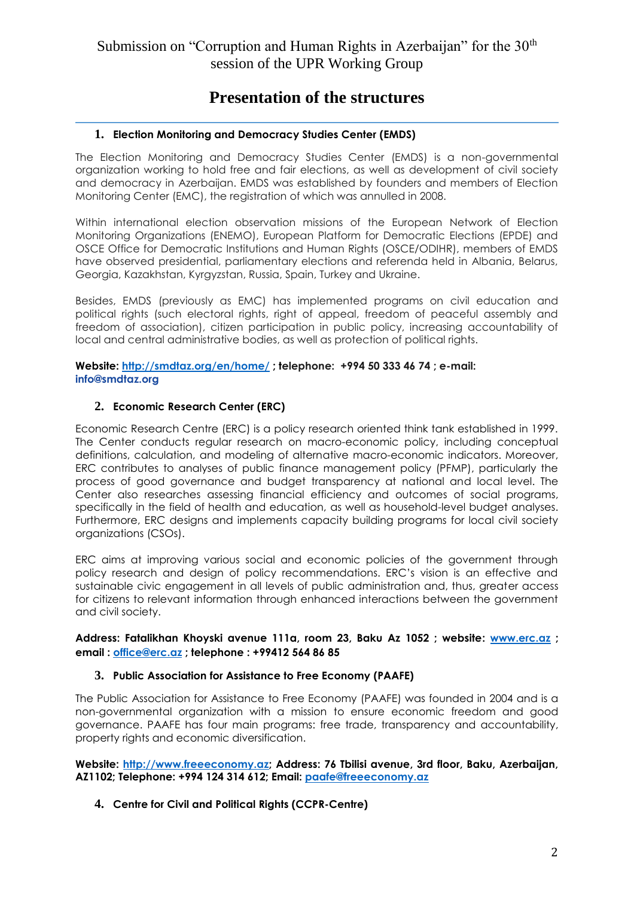# Presentation of the structures

## 1. Election Monitoring and Democracy Studies Center (EMDS)

The Election Monitoring and Democracy Studies Center (EMDS) is a non-governmental organization working to hold free and fair elections, as well as development of civil society and democracy in Azerbaijan. EMDS was established by founders and members of Election Monitoring Center (EMC), the registration of which was annulled in 2008.

Within international election observation missions of the European Network of Election Monitoring Organizations (ENEMO), European Platform for Democratic Elections (EPDE) and OSCE Office for Democratic Institutions and Human Rights (OSCE/ODIHR), members of EMDS have observed presidential, parliamentary elections and referenda held in Albania, Belarus, Georgia, Kazakhstan, Kyrgyzstan, Russia, Spain, Turkey and Ukraine.

Besides, EMDS (previously as EMC) has implemented programs on civil education and political rights (such electoral rights, right of appeal, freedom of peaceful assembly and freedom of association), citizen participation in public policy, increasing accountability of local and central administrative bodies, as well as protection of political rights.

**Website: http://smdtaz.org/en/home/ ; telephone: +994 50 333 46 74 ; e-mail: info@smdtaz.org**

## 2. Economic Research Center (ERC)

Economic Research Centre (ERC) is a policy research oriented think tank established in 1999. The Center conducts regular research on macro-economic policy, including conceptual definitions, calculation, and modeling of alternative macro-economic indicators. Moreover, ERC contributes to analyses of public finance management policy (PFMP), particularly the process of good governance and budget transparency at national and local level. The Center also researches assessing financial efficiency and outcomes of social programs, specifically in the field of health and education, as well as household-level budget analyses. Furthermore, ERC designs and implements capacity building programs for local civil society organizations (CSOs).

ERC aims at improving various social and economic policies of the government through policy research and design of policy recommendations. ERC's vision is an effective and sustainable civic engagement in all levels of public administration and, thus, greater access for citizens to relevant information through enhanced interactions between the government and civil society.

**Address: Fatalikhan Khoyski avenue 111a, room 23, Baku Az 1052 ; website: www.erc.az ; email : office@erc.az ; telephone : +99412 564 86 85**

## 3. Public Association for Assistance to Free Economy (PAAFE)

The Public Association for Assistance to Free Economy (PAAFE) was founded in 2004 and is a non-governmental organization with a mission to ensure economic freedom and good governance. PAAFE has four main programs: free trade, transparency and accountability, property rights and economic diversification.

**Website: http://www.freeeconomy.az; Address: 76 Tbilisi avenue, 3rd floor, Baku, Azerbaijan, AZ1102; Telephone: +994 124 314 612; Email: paafe@freeeconomy.az**

## 4. Centre for Civil and Political Rights (CCPR-Centre)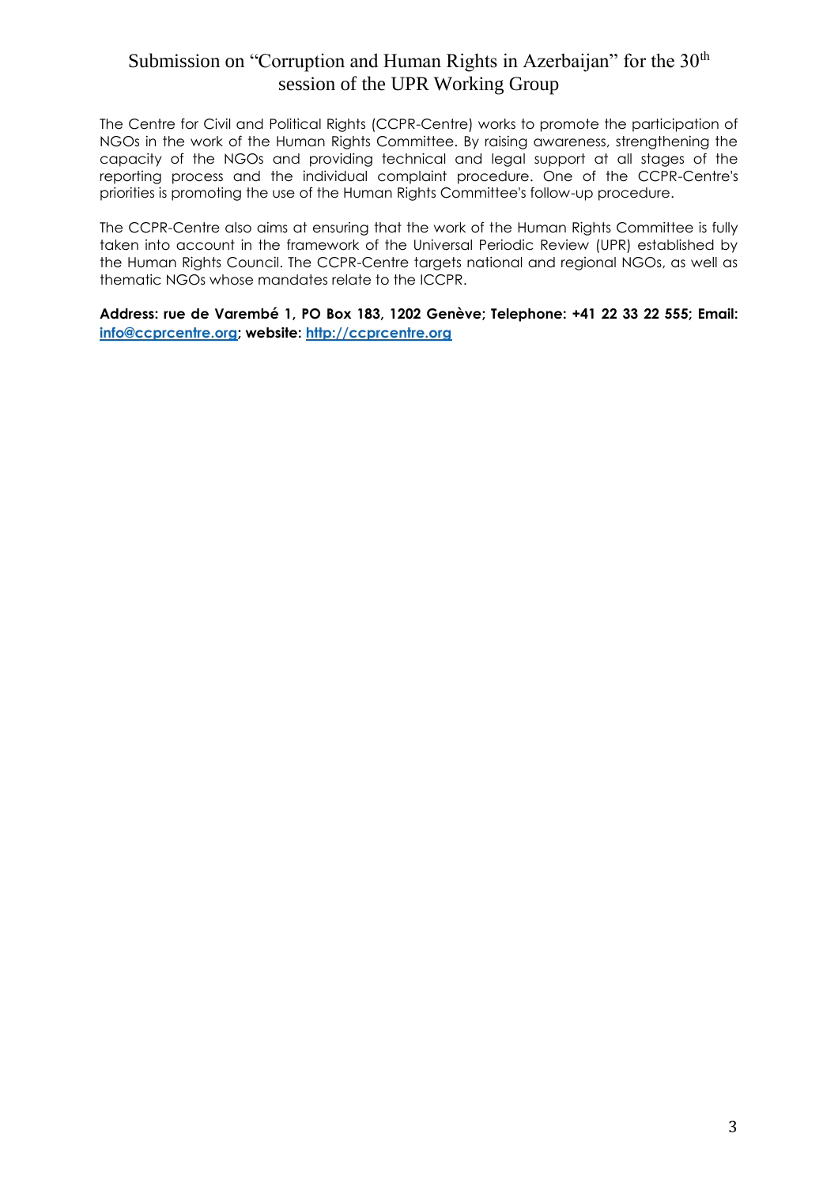# Submission on "Corruption and Human Rights in Azerbaijan" for the 30th session of the UPR Working Group

The Centre for Civil and Political Rights (CCPR-Centre) works to promote the participation of NGOs in the work of the Human Rights Committee. By raising awareness, strengthening the capacity of the NGOs and providing technical and legal support at all stages of the reporting process and the individual complaint procedure. One of the CCPR-Centre's priorities is promoting the use of the Human Rights Committee's follow-up procedure.

The CCPR-Centre also aims at ensuring that the work of the Human Rights Committee is fully taken into account in the framework of the Universal Periodic Review (UPR) established by the Human Rights Council. The CCPR-Centre targets national and regional NGOs, as well as thematic NGOs whose mandates relate to the ICCPR.

**Address: rue de Varembé 1, PO Box 183, 1202 Genève; Telephone: +41 22 33 22 555; Email: [info@ccprcentre.org](mailto:info@ccprcentre.org); website: [http://ccprcentre.org](http://ccprcentre.org)**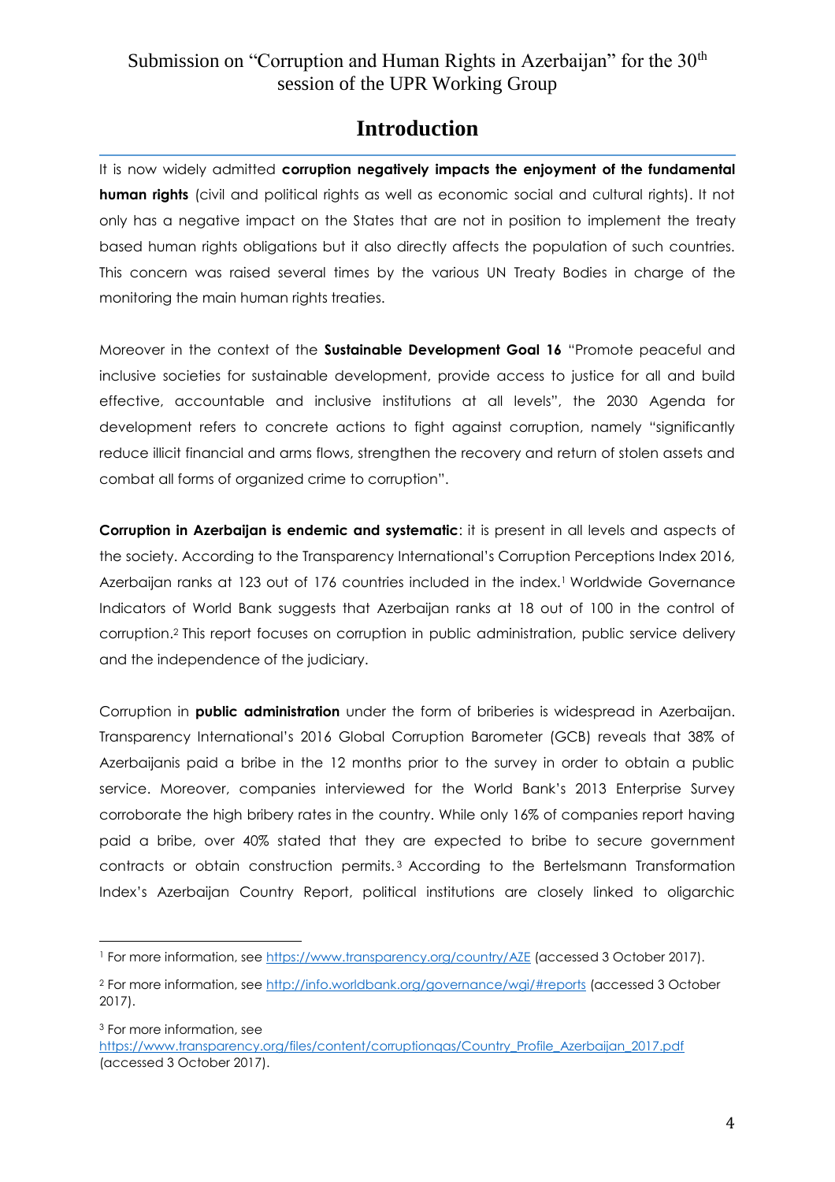# Introduction

It is now widely admitted **corruption negatively impacts the enjoyment of the fundamental human rights** (civil and political rights as well as economic social and cultural rights). It not only has a negative impact on the States that are not in position to implement the treaty based human rights obligations but it also directly affects the population of such countries. This concern was raised several times by the various UN Treaty Bodies in charge of the monitoring the main human rights treaties.

Moreover in the context of the **Sustainable Development Goal 16** "Promote peaceful and inclusive societies for sustainable development, provide access to justice for all and build effective, accountable and inclusive institutions at all levels", the 2030 Agenda for development refers to concrete actions to fight against corruption, namely "significantly reduce illicit financial and arms flows, strengthen the recovery and return of stolen assets and combat all forms of organized crime to corruption".

**Corruption in Azerbaijan is endemic and systematic**: it is present in all levels and aspects of the society. According to the Transparency International's Corruption Perceptions Index 2016, Azerbaijan ranks at 123 out of 176 countries included in the index.[1] Worldwide Governance Indicators of World Bank suggests that Azerbaijan ranks at 18 out of 100 in the control of corruption.[2] This report focuses on corruption in public administration, public service delivery and the independence of the judiciary.

Corruption in **public administration** under the form of briberies is widespread in Azerbaijan. Transparency International's 2016 Global Corruption Barometer (GCB) reveals that 38% of Azerbaijanis paid a bribe in the 12 months prior to the survey in order to obtain a public service. Moreover, companies interviewed for the World Bank's 2013 Enterprise Survey corroborate the high bribery rates in the country. While only 16% of companies report having paid a bribe, over 40% stated that they are expected to bribe to secure government contracts or obtain construction permits.[3] According to the Bertelsmann Transformation Index's Azerbaijan Country Report, political institutions are closely linked to oligarchic

---

[1] For more information, see https://www.transparency.org/country/AZE (accessed 3 October 2017).

[2] For more information, see http://info.worldbank.org/governance/wgi/#reports (accessed 3 October 2017).

[3] For more information, see https://www.transparency.org/files/content/corruptionqas/Country_Profile_Azerbaijan_2017.pdf (accessed 3 October 2017).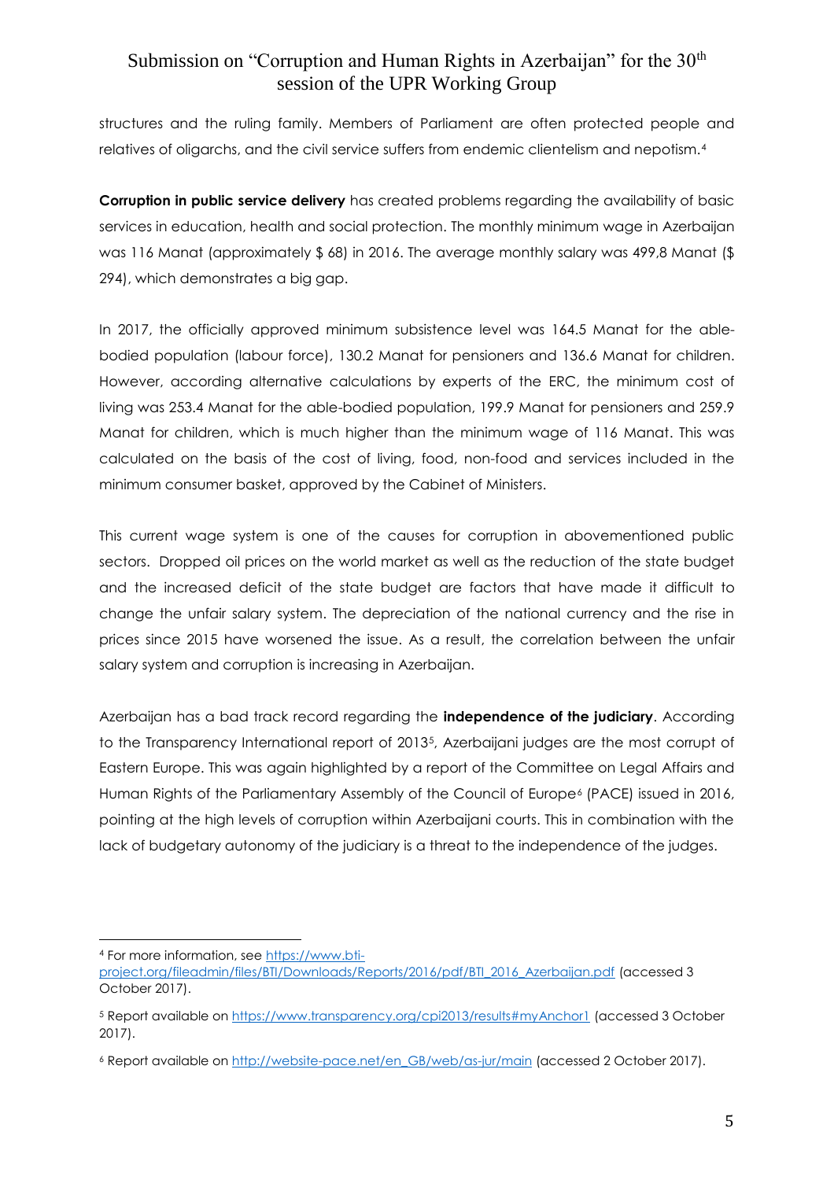structures and the ruling family. Members of Parliament are often protected people and relatives of oligarchs, and the civil service suffers from endemic clientelism and nepotism.[4]

**Corruption in public service delivery** has created problems regarding the availability of basic services in education, health and social protection. The monthly minimum wage in Azerbaijan was 116 Manat (approximately $ 68) in 2016. The average monthly salary was 499,8 Manat ($ 294), which demonstrates a big gap.

In 2017, the officially approved minimum subsistence level was 164.5 Manat for the able-bodied population (labour force), 130.2 Manat for pensioners and 136.6 Manat for children. However, according alternative calculations by experts of the ERC, the minimum cost of living was 253.4 Manat for the able-bodied population, 199.9 Manat for pensioners and 259.9 Manat for children, which is much higher than the minimum wage of 116 Manat. This was calculated on the basis of the cost of living, food, non-food and services included in the minimum consumer basket, approved by the Cabinet of Ministers.

This current wage system is one of the causes for corruption in abovementioned public sectors. Dropped oil prices on the world market as well as the reduction of the state budget and the increased deficit of the state budget are factors that have made it difficult to change the unfair salary system. The depreciation of the national currency and the rise in prices since 2015 have worsened the issue. As a result, the correlation between the unfair salary system and corruption is increasing in Azerbaijan.

Azerbaijan has a bad track record regarding the **independence of the judiciary**. According to the Transparency International report of 2013[5], Azerbaijani judges are the most corrupt of Eastern Europe. This was again highlighted by a report of the Committee on Legal Affairs and Human Rights of the Parliamentary Assembly of the Council of Europe[6] (PACE) issued in 2016, pointing at the high levels of corruption within Azerbaijani courts. This in combination with the lack of budgetary autonomy of the judiciary is a threat to the independence of the judges.

---

[4] For more information, see https://www.bti-project.org/fileadmin/files/BTI/Downloads/Reports/2016/pdf/BTI_2016_Azerbaijan.pdf (accessed 3 October 2017).

[5] Report available on https://www.transparency.org/cpi2013/results#myAnchor1 (accessed 3 October 2017).

[6] Report available on http://website-pace.net/en_GB/web/as-jur/main (accessed 2 October 2017).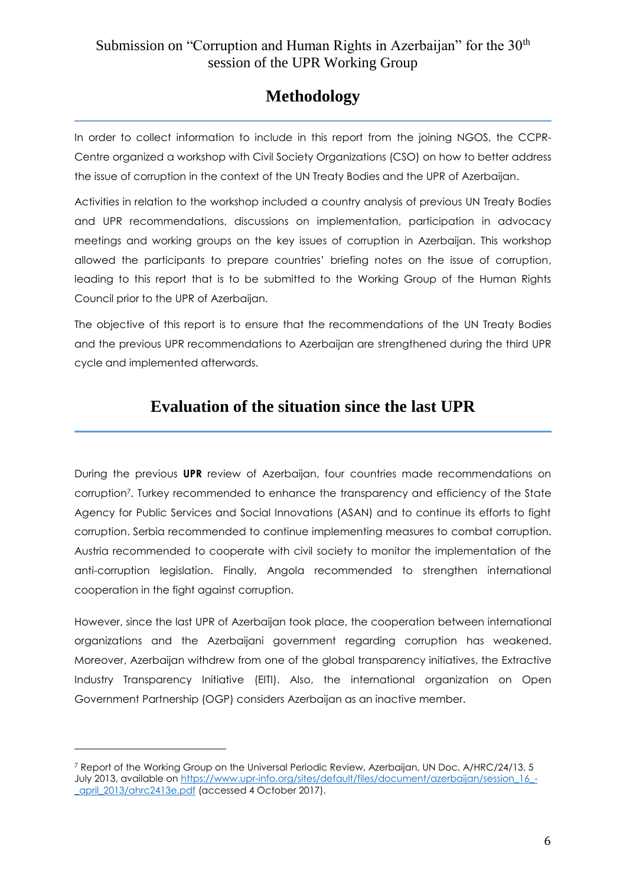## Methodology

In order to collect information to include in this report from the joining NGOS, the CCPR-Centre organized a workshop with Civil Society Organizations (CSO) on how to better address the issue of corruption in the context of the UN Treaty Bodies and the UPR of Azerbaijan.

Activities in relation to the workshop included a country analysis of previous UN Treaty Bodies and UPR recommendations, discussions on implementation, participation in advocacy meetings and working groups on the key issues of corruption in Azerbaijan. This workshop allowed the participants to prepare countries' briefing notes on the issue of corruption, leading to this report that is to be submitted to the Working Group of the Human Rights Council prior to the UPR of Azerbaijan.

The objective of this report is to ensure that the recommendations of the UN Treaty Bodies and the previous UPR recommendations to Azerbaijan are strengthened during the third UPR cycle and implemented afterwards.

## Evaluation of the situation since the last UPR

During the previous **UPR** review of Azerbaijan, four countries made recommendations on corruption[7]. Turkey recommended to enhance the transparency and efficiency of the State Agency for Public Services and Social Innovations (ASAN) and to continue its efforts to fight corruption. Serbia recommended to continue implementing measures to combat corruption. Austria recommended to cooperate with civil society to monitor the implementation of the anti-corruption legislation. Finally, Angola recommended to strengthen international cooperation in the fight against corruption.

However, since the last UPR of Azerbaijan took place, the cooperation between international organizations and the Azerbaijani government regarding corruption has weakened. Moreover, Azerbaijan withdrew from one of the global transparency initiatives, the Extractive Industry Transparency Initiative (EITI). Also, the international organization on Open Government Partnership (OGP) considers Azerbaijan as an inactive member.

---

[7] Report of the Working Group on the Universal Periodic Review, Azerbaijan, UN Doc. A/HRC/24/13, 5 July 2013, available on https://www.upr-info.org/sites/default/files/document/azerbaijan/session_16_-_april_2013/ahrc2413e.pdf (accessed 4 October 2017).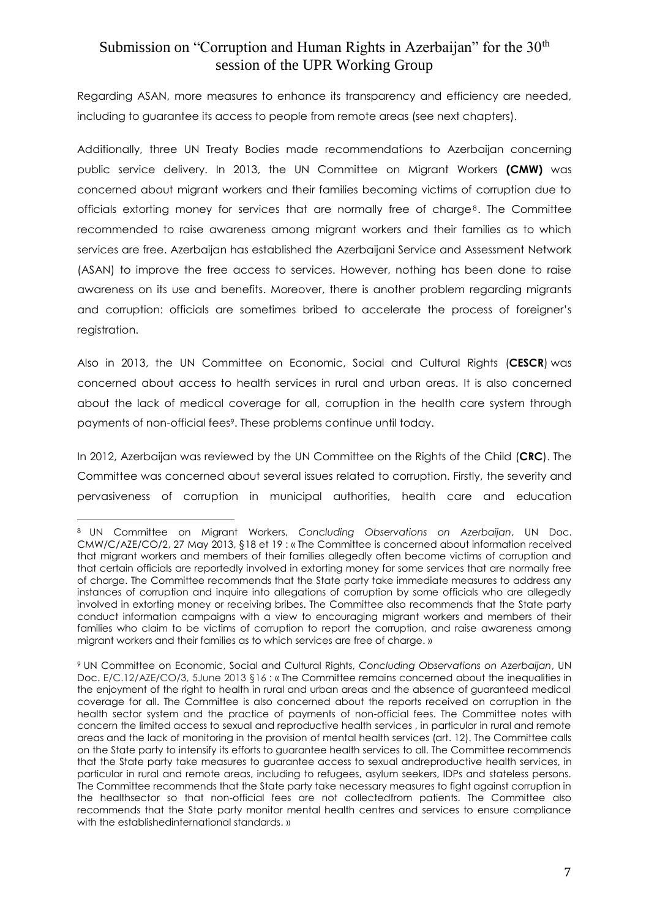Regarding ASAN, more measures to enhance its transparency and efficiency are needed, including to guarantee its access to people from remote areas (see next chapters).

Additionally, three UN Treaty Bodies made recommendations to Azerbaijan concerning public service delivery. In 2013, the UN Committee on Migrant Workers **(CMW)** was concerned about migrant workers and their families becoming victims of corruption due to officials extorting money for services that are normally free of charge[8]. The Committee recommended to raise awareness among migrant workers and their families as to which services are free. Azerbaijan has established the Azerbaijani Service and Assessment Network (ASAN) to improve the free access to services. However, nothing has been done to raise awareness on its use and benefits. Moreover, there is another problem regarding migrants and corruption: officials are sometimes bribed to accelerate the process of foreigner's registration.

Also in 2013, the UN Committee on Economic, Social and Cultural Rights (**CESCR**) was concerned about access to health services in rural and urban areas. It is also concerned about the lack of medical coverage for all, corruption in the health care system through payments of non-official fees[9]. These problems continue until today.

In 2012, Azerbaijan was reviewed by the UN Committee on the Rights of the Child (**CRC**). The Committee was concerned about several issues related to corruption. Firstly, the severity and pervasiveness of corruption in municipal authorities, health care and education

---

[8] UN Committee on Migrant Workers, *Concluding Observations on Azerbaijan*, UN Doc. CMW/C/AZE/CO/2, 27 May 2013, §18 et 19 : « The Committee is concerned about information received that migrant workers and members of their families allegedly often become victims of corruption and that certain officials are reportedly involved in extorting money for some services that are normally free of charge. The Committee recommends that the State party take immediate measures to address any instances of corruption and inquire into allegations of corruption by some officials who are allegedly involved in extorting money or receiving bribes. The Committee also recommends that the State party conduct information campaigns with a view to encouraging migrant workers and members of their families who claim to be victims of corruption to report the corruption, and raise awareness among migrant workers and their families as to which services are free of charge. »

[9] UN Committee on Economic, Social and Cultural Rights, *Concluding Observations on Azerbaijan*, UN Doc. E/C.12/AZE/CO/3, 5June 2013 §16 : « The Committee remains concerned about the inequalities in the enjoyment of the right to health in rural and urban areas and the absence of guaranteed medical coverage for all. The Committee is also concerned about the reports received on corruption in the health sector system and the practice of payments of non-official fees. The Committee notes with concern the limited access to sexual and reproductive health services , in particular in rural and remote areas and the lack of monitoring in the provision of mental health services (art. 12). The Committee calls on the State party to intensify its efforts to guarantee health services to all. The Committee recommends that the State party take measures to guarantee access to sexual andreproductive health services, in particular in rural and remote areas, including to refugees, asylum seekers, IDPs and stateless persons. The Committee recommends that the State party take necessary measures to fight against corruption in the healthsector so that non-official fees are not collectedfrom patients. The Committee also recommends that the State party monitor mental health centres and services to ensure compliance with the establishedinternational standards. »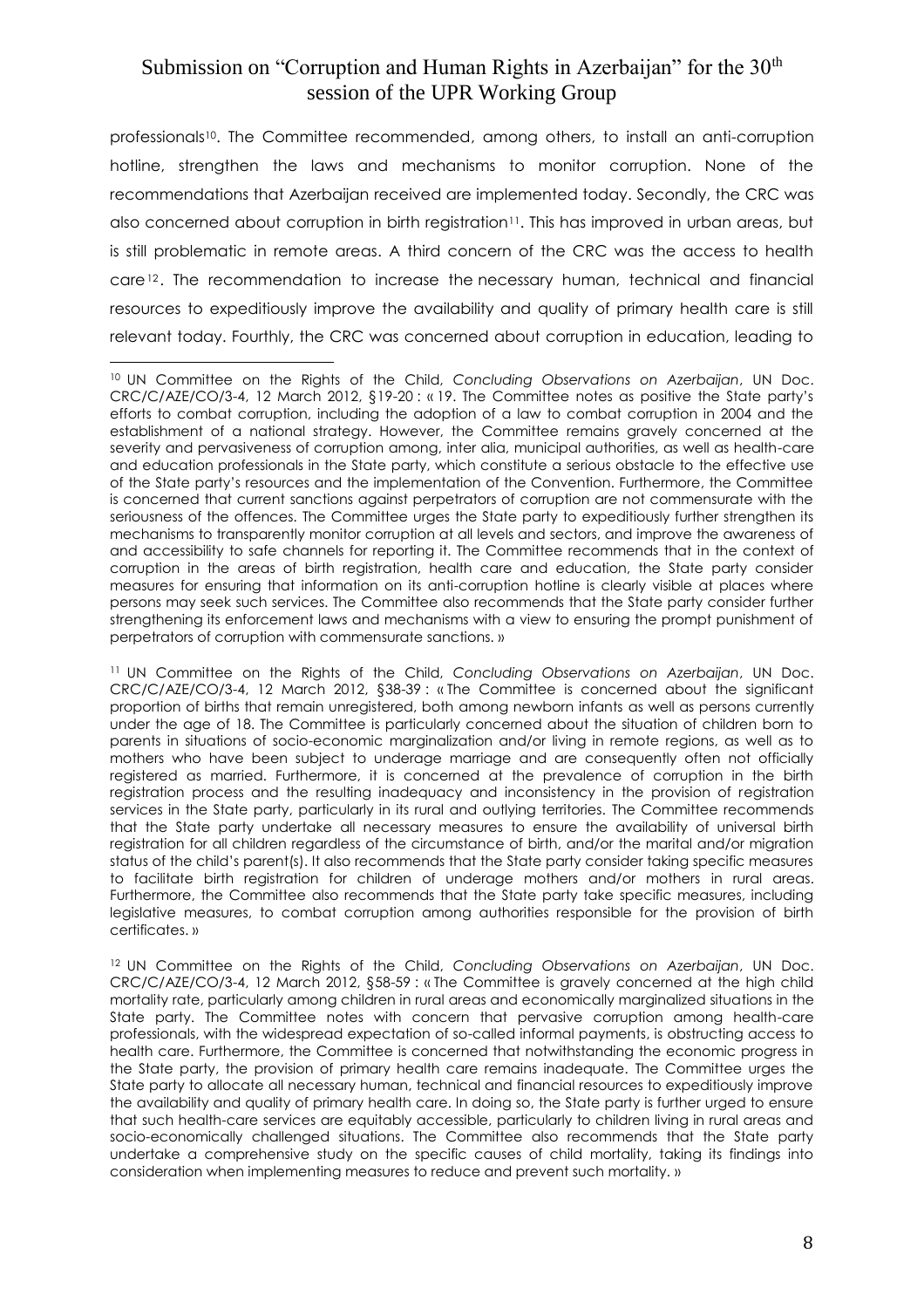professionals[10]. The Committee recommended, among others, to install an anti-corruption hotline, strengthen the laws and mechanisms to monitor corruption. None of the recommendations that Azerbaijan received are implemented today. Secondly, the CRC was also concerned about corruption in birth registration[11]. This has improved in urban areas, but is still problematic in remote areas. A third concern of the CRC was the access to health care[12]. The recommendation to increase the necessary human, technical and financial resources to expeditiously improve the availability and quality of primary health care is still relevant today. Fourthly, the CRC was concerned about corruption in education, leading to

---

[10] UN Committee on the Rights of the Child, *Concluding Observations on Azerbaijan*, UN Doc. CRC/C/AZE/CO/3-4, 12 March 2012, §19-20 : « 19. The Committee notes as positive the State party's efforts to combat corruption, including the adoption of a law to combat corruption in 2004 and the establishment of a national strategy. However, the Committee remains gravely concerned at the severity and pervasiveness of corruption among, inter alia, municipal authorities, as well as health-care and education professionals in the State party, which constitute a serious obstacle to the effective use of the State party's resources and the implementation of the Convention. Furthermore, the Committee is concerned that current sanctions against perpetrators of corruption are not commensurate with the seriousness of the offences. The Committee urges the State party to expeditiously further strengthen its mechanisms to transparently monitor corruption at all levels and sectors, and improve the awareness of and accessibility to safe channels for reporting it. The Committee recommends that in the context of corruption in the areas of birth registration, health care and education, the State party consider measures for ensuring that information on its anti-corruption hotline is clearly visible at places where persons may seek such services. The Committee also recommends that the State party consider further strengthening its enforcement laws and mechanisms with a view to ensuring the prompt punishment of perpetrators of corruption with commensurate sanctions. »

[11] UN Committee on the Rights of the Child, *Concluding Observations on Azerbaijan*, UN Doc. CRC/C/AZE/CO/3-4, 12 March 2012, §38-39 : « The Committee is concerned about the significant proportion of births that remain unregistered, both among newborn infants as well as persons currently under the age of 18. The Committee is particularly concerned about the situation of children born to parents in situations of socio-economic marginalization and/or living in remote regions, as well as to mothers who have been subject to underage marriage and are consequently often not officially registered as married. Furthermore, it is concerned at the prevalence of corruption in the birth registration process and the resulting inadequacy and inconsistency in the provision of registration services in the State party, particularly in its rural and outlying territories. The Committee recommends that the State party undertake all necessary measures to ensure the availability of universal birth registration for all children regardless of the circumstance of birth, and/or the marital and/or migration status of the child's parent(s). It also recommends that the State party consider taking specific measures to facilitate birth registration for children of underage mothers and/or mothers in rural areas. Furthermore, the Committee also recommends that the State party take specific measures, including legislative measures, to combat corruption among authorities responsible for the provision of birth certificates. »

[12] UN Committee on the Rights of the Child, *Concluding Observations on Azerbaijan*, UN Doc. CRC/C/AZE/CO/3-4, 12 March 2012, §58-59 : « The Committee is gravely concerned at the high child mortality rate, particularly among children in rural areas and economically marginalized situations in the State party. The Committee notes with concern that pervasive corruption among health-care professionals, with the widespread expectation of so-called informal payments, is obstructing access to health care. Furthermore, the Committee is concerned that notwithstanding the economic progress in the State party, the provision of primary health care remains inadequate. The Committee urges the State party to allocate all necessary human, technical and financial resources to expeditiously improve the availability and quality of primary health care. In doing so, the State party is further urged to ensure that such health-care services are equitably accessible, particularly to children living in rural areas and socio-economically challenged situations. The Committee also recommends that the State party undertake a comprehensive study on the specific causes of child mortality, taking its findings into consideration when implementing measures to reduce and prevent such mortality. »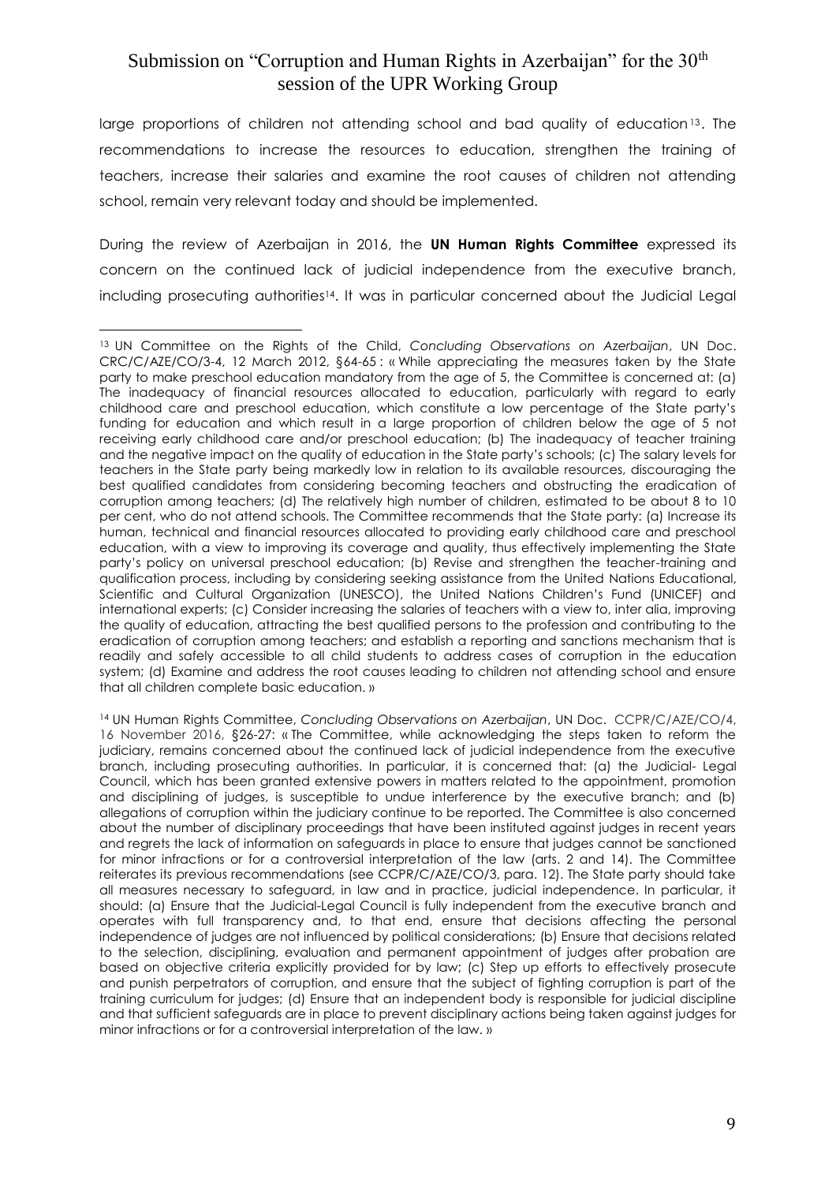large proportions of children not attending school and bad quality of education[13]. The recommendations to increase the resources to education, strengthen the training of teachers, increase their salaries and examine the root causes of children not attending school, remain very relevant today and should be implemented.

During the review of Azerbaijan in 2016, the **UN Human Rights Committee** expressed its concern on the continued lack of judicial independence from the executive branch, including prosecuting authorities[14]. It was in particular concerned about the Judicial Legal

---

[13] UN Committee on the Rights of the Child, *Concluding Observations on Azerbaijan*, UN Doc. CRC/C/AZE/CO/3-4, 12 March 2012, §64-65 : « While appreciating the measures taken by the State party to make preschool education mandatory from the age of 5, the Committee is concerned at: (a) The inadequacy of financial resources allocated to education, particularly with regard to early childhood care and preschool education, which constitute a low percentage of the State party's funding for education and which result in a large proportion of children below the age of 5 not receiving early childhood care and/or preschool education; (b) The inadequacy of teacher training and the negative impact on the quality of education in the State party's schools; (c) The salary levels for teachers in the State party being markedly low in relation to its available resources, discouraging the best qualified candidates from considering becoming teachers and obstructing the eradication of corruption among teachers; (d) The relatively high number of children, estimated to be about 8 to 10 per cent, who do not attend schools. The Committee recommends that the State party: (a) Increase its human, technical and financial resources allocated to providing early childhood care and preschool education, with a view to improving its coverage and quality, thus effectively implementing the State party's policy on universal preschool education; (b) Revise and strengthen the teacher-training and qualification process, including by considering seeking assistance from the United Nations Educational, Scientific and Cultural Organization (UNESCO), the United Nations Children's Fund (UNICEF) and international experts; (c) Consider increasing the salaries of teachers with a view to, inter alia, improving the quality of education, attracting the best qualified persons to the profession and contributing to the eradication of corruption among teachers; and establish a reporting and sanctions mechanism that is readily and safely accessible to all child students to address cases of corruption in the education system; (d) Examine and address the root causes leading to children not attending school and ensure that all children complete basic education. »

[14] UN Human Rights Committee, *Concluding Observations on Azerbaijan*, UN Doc. CCPR/C/AZE/CO/4, 16 November 2016, §26-27: « The Committee, while acknowledging the steps taken to reform the judiciary, remains concerned about the continued lack of judicial independence from the executive branch, including prosecuting authorities. In particular, it is concerned that: (a) the Judicial- Legal Council, which has been granted extensive powers in matters related to the appointment, promotion and disciplining of judges, is susceptible to undue interference by the executive branch; and (b) allegations of corruption within the judiciary continue to be reported. The Committee is also concerned about the number of disciplinary proceedings that have been instituted against judges in recent years and regrets the lack of information on safeguards in place to ensure that judges cannot be sanctioned for minor infractions or for a controversial interpretation of the law (arts. 2 and 14). The Committee reiterates its previous recommendations (see CCPR/C/AZE/CO/3, para. 12). The State party should take all measures necessary to safeguard, in law and in practice, judicial independence. In particular, it should: (a) Ensure that the Judicial-Legal Council is fully independent from the executive branch and operates with full transparency and, to that end, ensure that decisions affecting the personal independence of judges are not influenced by political considerations; (b) Ensure that decisions related to the selection, disciplining, evaluation and permanent appointment of judges after probation are based on objective criteria explicitly provided for by law; (c) Step up efforts to effectively prosecute and punish perpetrators of corruption, and ensure that the subject of fighting corruption is part of the training curriculum for judges; (d) Ensure that an independent body is responsible for judicial discipline and that sufficient safeguards are in place to prevent disciplinary actions being taken against judges for minor infractions or for a controversial interpretation of the law. »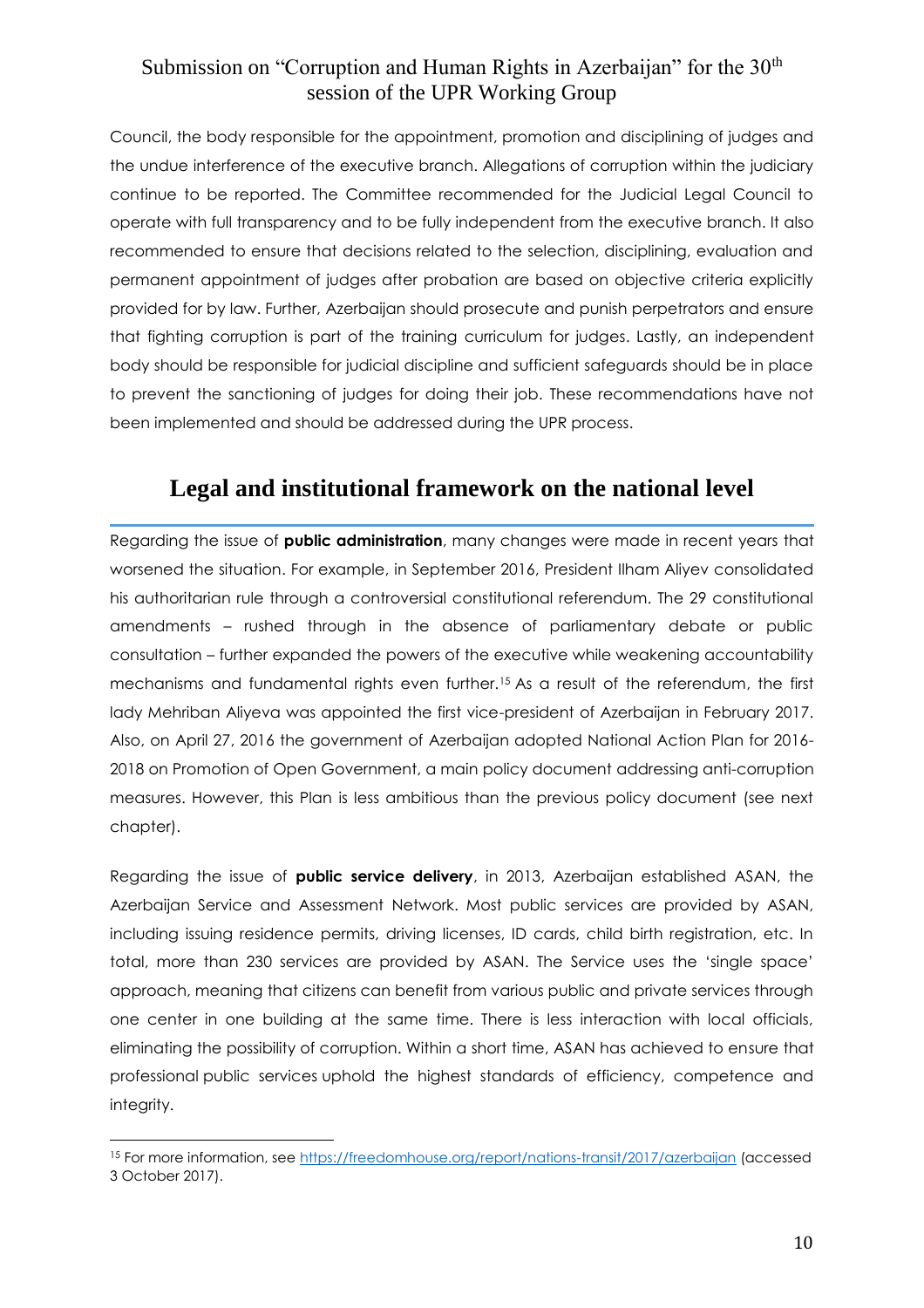Council, the body responsible for the appointment, promotion and disciplining of judges and the undue interference of the executive branch. Allegations of corruption within the judiciary continue to be reported. The Committee recommended for the Judicial Legal Council to operate with full transparency and to be fully independent from the executive branch. It also recommended to ensure that decisions related to the selection, disciplining, evaluation and permanent appointment of judges after probation are based on objective criteria explicitly provided for by law. Further, Azerbaijan should prosecute and punish perpetrators and ensure that fighting corruption is part of the training curriculum for judges. Lastly, an independent body should be responsible for judicial discipline and sufficient safeguards should be in place to prevent the sanctioning of judges for doing their job. These recommendations have not been implemented and should be addressed during the UPR process.

## Legal and institutional framework on the national level

Regarding the issue of **public administration**, many changes were made in recent years that worsened the situation. For example, in September 2016, President Ilham Aliyev consolidated his authoritarian rule through a controversial constitutional referendum. The 29 constitutional amendments – rushed through in the absence of parliamentary debate or public consultation – further expanded the powers of the executive while weakening accountability mechanisms and fundamental rights even further.[15] As a result of the referendum, the first lady Mehriban Aliyeva was appointed the first vice-president of Azerbaijan in February 2017. Also, on April 27, 2016 the government of Azerbaijan adopted National Action Plan for 2016-2018 on Promotion of Open Government, a main policy document addressing anti-corruption measures. However, this Plan is less ambitious than the previous policy document (see next chapter).

Regarding the issue of **public service delivery**, in 2013, Azerbaijan established ASAN, the Azerbaijan Service and Assessment Network. Most public services are provided by ASAN, including issuing residence permits, driving licenses, ID cards, child birth registration, etc. In total, more than 230 services are provided by ASAN. The Service uses the 'single space' approach, meaning that citizens can benefit from various public and private services through one center in one building at the same time. There is less interaction with local officials, eliminating the possibility of corruption. Within a short time, ASAN has achieved to ensure that professional public services uphold the highest standards of efficiency, competence and integrity.

---

[15] For more information, see https://freedomhouse.org/report/nations-transit/2017/azerbaijan (accessed 3 October 2017).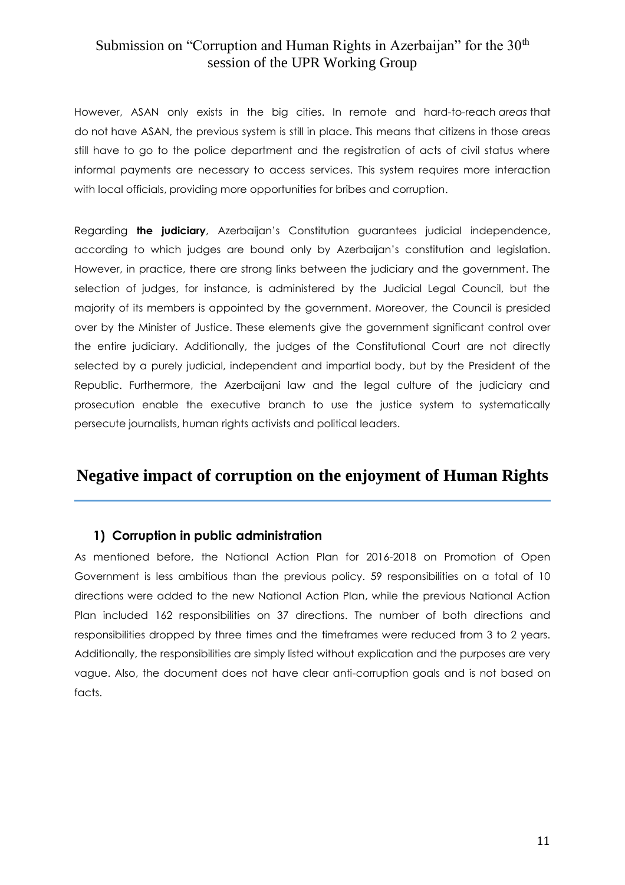However, ASAN only exists in the big cities. In remote and hard-to-reach *areas* that do not have ASAN, the previous system is still in place. This means that citizens in those areas still have to go to the police department and the registration of acts of civil status where informal payments are necessary to access services. This system requires more interaction with local officials, providing more opportunities for bribes and corruption.

Regarding **the judiciary**, Azerbaijan's Constitution guarantees judicial independence, according to which judges are bound only by Azerbaijan's constitution and legislation. However, in practice, there are strong links between the judiciary and the government. The selection of judges, for instance, is administered by the Judicial Legal Council, but the majority of its members is appointed by the government. Moreover, the Council is presided over by the Minister of Justice. These elements give the government significant control over the entire judiciary. Additionally, the judges of the Constitutional Court are not directly selected by a purely judicial, independent and impartial body, but by the President of the Republic. Furthermore, the Azerbaijani law and the legal culture of the judiciary and prosecution enable the executive branch to use the justice system to systematically persecute journalists, human rights activists and political leaders.

## Negative impact of corruption on the enjoyment of Human Rights

### 1) Corruption in public administration

As mentioned before, the National Action Plan for 2016-2018 on Promotion of Open Government is less ambitious than the previous policy. 59 responsibilities on a total of 10 directions were added to the new National Action Plan, while the previous National Action Plan included 162 responsibilities on 37 directions. The number of both directions and responsibilities dropped by three times and the timeframes were reduced from 3 to 2 years. Additionally, the responsibilities are simply listed without explication and the purposes are very vague. Also, the document does not have clear anti-corruption goals and is not based on facts.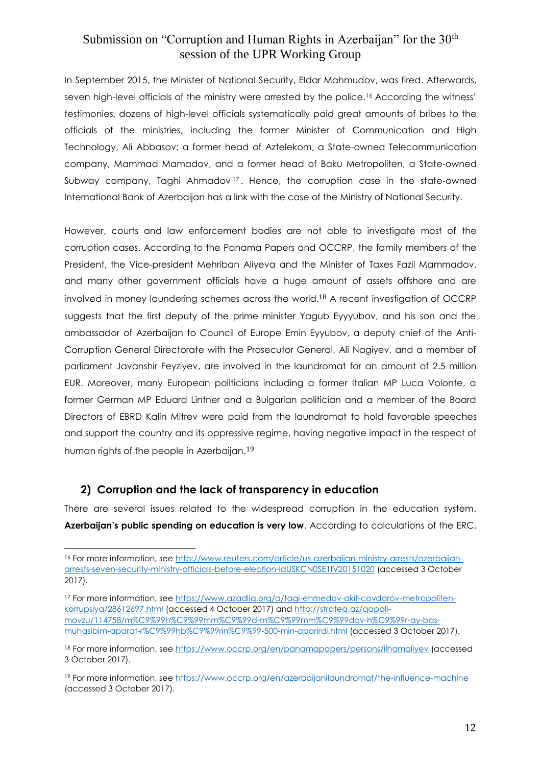In September 2015, the Minister of National Security, Eldar Mahmudov, was fired. Afterwards, seven high-level officials of the ministry were arrested by the police.[16] According the witness' testimonies, dozens of high-level officials systematically paid great amounts of bribes to the officials of the ministries, including the former Minister of Communication and High Technology, Ali Abbasov; a former head of Aztelekom, a State-owned Telecommunication company, Mammad Mamadov, and a former head of Baku Metropoliten, a State-owned Subway company, Taghi Ahmadov[17]. Hence, the corruption case in the state-owned International Bank of Azerbaijan has a link with the case of the Ministry of National Security.

However, courts and law enforcement bodies are not able to investigate most of the corruption cases. According to the Panama Papers and OCCRP, the family members of the President, the Vice-president Mehriban Aliyeva and the Minister of Taxes Fazil Mammadov, and many other government officials have a huge amount of assets offshore and are involved in money laundering schemes across the world.[18] A recent investigation of OCCRP suggests that the first deputy of the prime minister Yagub Eyyyubov, and his son and the ambassador of Azerbaijan to Council of Europe Emin Eyyubov, a deputy chief of the Anti-Corruption General Directorate with the Prosecutor General, Ali Nagiyev, and a member of parliament Javanshir Feyziyev, are involved in the laundromat for an amount of 2.5 million EUR. Moreover, many European politicians including a former Italian MP Luca Volonte, a former German MP Eduard Lintner and a Bulgarian politician and a member of the Board Directors of EBRD Kalin Mitrev were paid from the laundromat to hold favorable speeches and support the country and its oppressive regime, having negative impact in the respect of human rights of the people in Azerbaijan.[19]

## 2) Corruption and the lack of transparency in education

There are several issues related to the widespread corruption in the education system. **Azerbaijan's public spending on education is very low**. According to calculations of the ERC,

---

[16] For more information, see http://www.reuters.com/article/us-azerbaijan-ministry-arrests/azerbaijan-arrests-seven-security-ministry-officials-before-election-idUSKCN0SE1IV20151020 (accessed 3 October 2017).

[17] For more information, see https://www.azadliq.org/a/tagi-ehmedov-akif-covdarov-metropoliten-korrupsiya/28612697.html (accessed 4 October 2017) and http://strateq.az/qapali-movzu/114758/m%C9%99h%C9%99mm%C9%99d-m%C9%99mm%C9%99dov-h%C9%99r-ay-bas-muhasibim-aparat-r%C9%99hb%C9%99rin%C9%99-500-min-aparirdi.html (accessed 3 October 2017).

[18] For more information, see https://www.occrp.org/en/panamapapers/persons/ilhamaliyev (accessed 3 October 2017).

[19] For more information, see https://www.occrp.org/en/azerbaijanilaundromat/the-influence-machine (accessed 3 October 2017).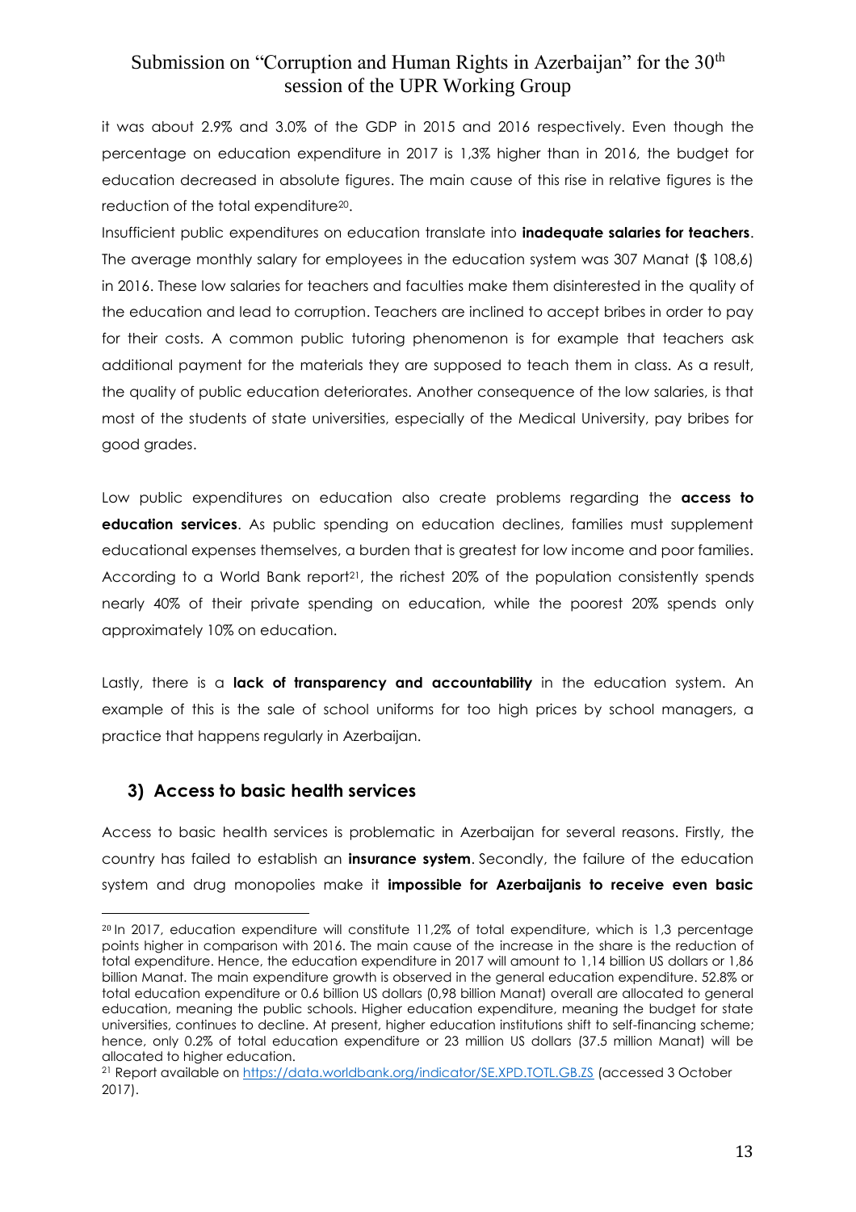it was about 2.9% and 3.0% of the GDP in 2015 and 2016 respectively. Even though the percentage on education expenditure in 2017 is 1,3% higher than in 2016, the budget for education decreased in absolute figures. The main cause of this rise in relative figures is the reduction of the total expenditure[20].

Insufficient public expenditures on education translate into **inadequate salaries for teachers**. The average monthly salary for employees in the education system was 307 Manat ($ 108,6) in 2016. These low salaries for teachers and faculties make them disinterested in the quality of the education and lead to corruption. Teachers are inclined to accept bribes in order to pay for their costs. A common public tutoring phenomenon is for example that teachers ask additional payment for the materials they are supposed to teach them in class. As a result, the quality of public education deteriorates. Another consequence of the low salaries, is that most of the students of state universities, especially of the Medical University, pay bribes for good grades.

Low public expenditures on education also create problems regarding the **access to education services**. As public spending on education declines, families must supplement educational expenses themselves, a burden that is greatest for low income and poor families. According to a World Bank report[21], the richest 20% of the population consistently spends nearly 40% of their private spending on education, while the poorest 20% spends only approximately 10% on education.

Lastly, there is a **lack of transparency and accountability** in the education system. An example of this is the sale of school uniforms for too high prices by school managers, a practice that happens regularly in Azerbaijan.

## 3) Access to basic health services

Access to basic health services is problematic in Azerbaijan for several reasons. Firstly, the country has failed to establish an **insurance system**. Secondly, the failure of the education system and drug monopolies make it **impossible for Azerbaijanis to receive even basic**

---

[20] In 2017, education expenditure will constitute 11,2% of total expenditure, which is 1,3 percentage points higher in comparison with 2016. The main cause of the increase in the share is the reduction of total expenditure. Hence, the education expenditure in 2017 will amount to 1,14 billion US dollars or 1,86 billion Manat. The main expenditure growth is observed in the general education expenditure. 52.8% or total education expenditure or 0.6 billion US dollars (0,98 billion Manat) overall are allocated to general education, meaning the public schools. Higher education expenditure, meaning the budget for state universities, continues to decline. At present, higher education institutions shift to self-financing scheme; hence, only 0.2% of total education expenditure or 23 million US dollars (37.5 million Manat) will be allocated to higher education.

[21] Report available on https://data.worldbank.org/indicator/SE.XPD.TOTL.GB.ZS (accessed 3 October 2017).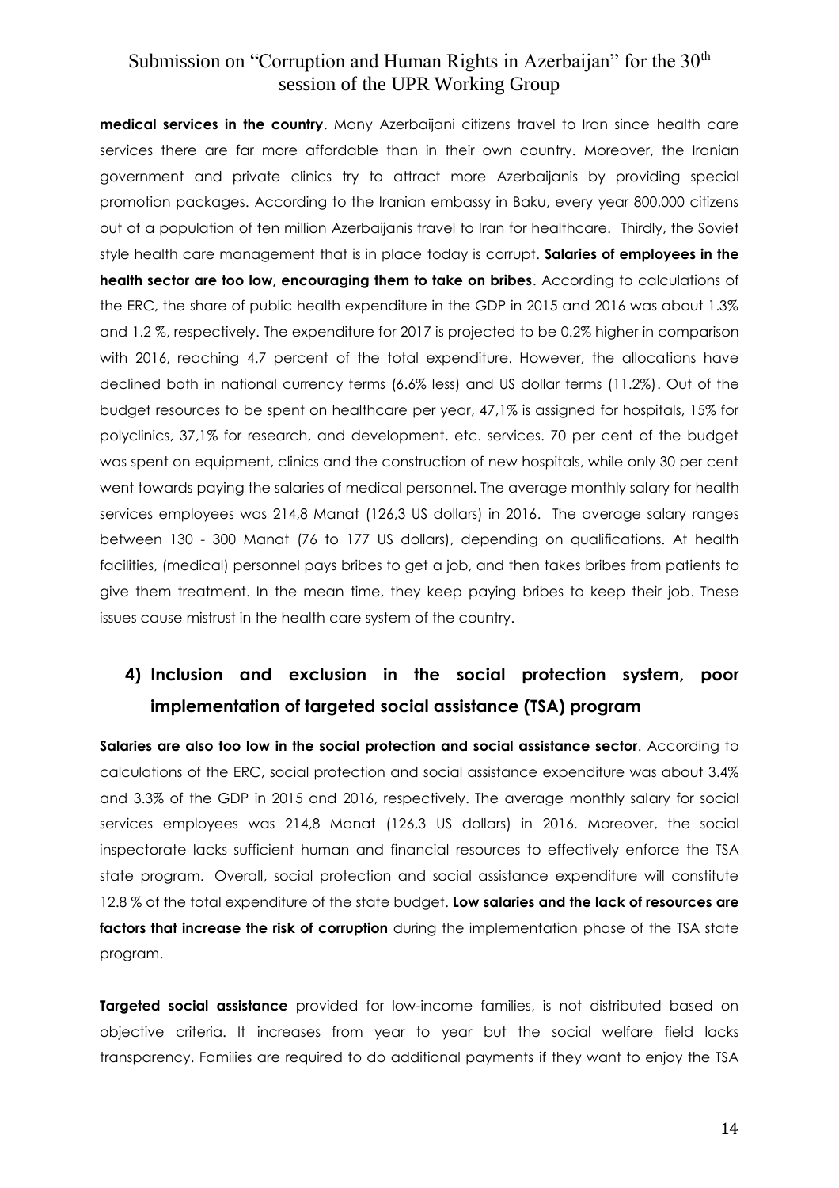**medical services in the country**. Many Azerbaijani citizens travel to Iran since health care services there are far more affordable than in their own country. Moreover, the Iranian government and private clinics try to attract more Azerbaijanis by providing special promotion packages. According to the Iranian embassy in Baku, every year 800,000 citizens out of a population of ten million Azerbaijanis travel to Iran for healthcare. Thirdly, the Soviet style health care management that is in place today is corrupt. **Salaries of employees in the health sector are too low, encouraging them to take on bribes**. According to calculations of the ERC, the share of public health expenditure in the GDP in 2015 and 2016 was about 1.3% and 1.2 %, respectively. The expenditure for 2017 is projected to be 0.2% higher in comparison with 2016, reaching 4.7 percent of the total expenditure. However, the allocations have declined both in national currency terms (6.6% less) and US dollar terms (11.2%). Out of the budget resources to be spent on healthcare per year, 47,1% is assigned for hospitals, 15% for polyclinics, 37,1% for research, and development, etc. services. 70 per cent of the budget was spent on equipment, clinics and the construction of new hospitals, while only 30 per cent went towards paying the salaries of medical personnel. The average monthly salary for health services employees was 214,8 Manat (126,3 US dollars) in 2016. The average salary ranges between 130 - 300 Manat (76 to 177 US dollars), depending on qualifications. At health facilities, (medical) personnel pays bribes to get a job, and then takes bribes from patients to give them treatment. In the mean time, they keep paying bribes to keep their job. These issues cause mistrust in the health care system of the country.

## 4) Inclusion and exclusion in the social protection system, poor implementation of targeted social assistance (TSA) program

**Salaries are also too low in the social protection and social assistance sector**. According to calculations of the ERC, social protection and social assistance expenditure was about 3.4% and 3.3% of the GDP in 2015 and 2016, respectively. The average monthly salary for social services employees was 214,8 Manat (126,3 US dollars) in 2016. Moreover, the social inspectorate lacks sufficient human and financial resources to effectively enforce the TSA state program. Overall, social protection and social assistance expenditure will constitute 12.8 % of the total expenditure of the state budget. **Low salaries and the lack of resources are factors that increase the risk of corruption** during the implementation phase of the TSA state program.

**Targeted social assistance** provided for low-income families, is not distributed based on objective criteria. It increases from year to year but the social welfare field lacks transparency. Families are required to do additional payments if they want to enjoy the TSA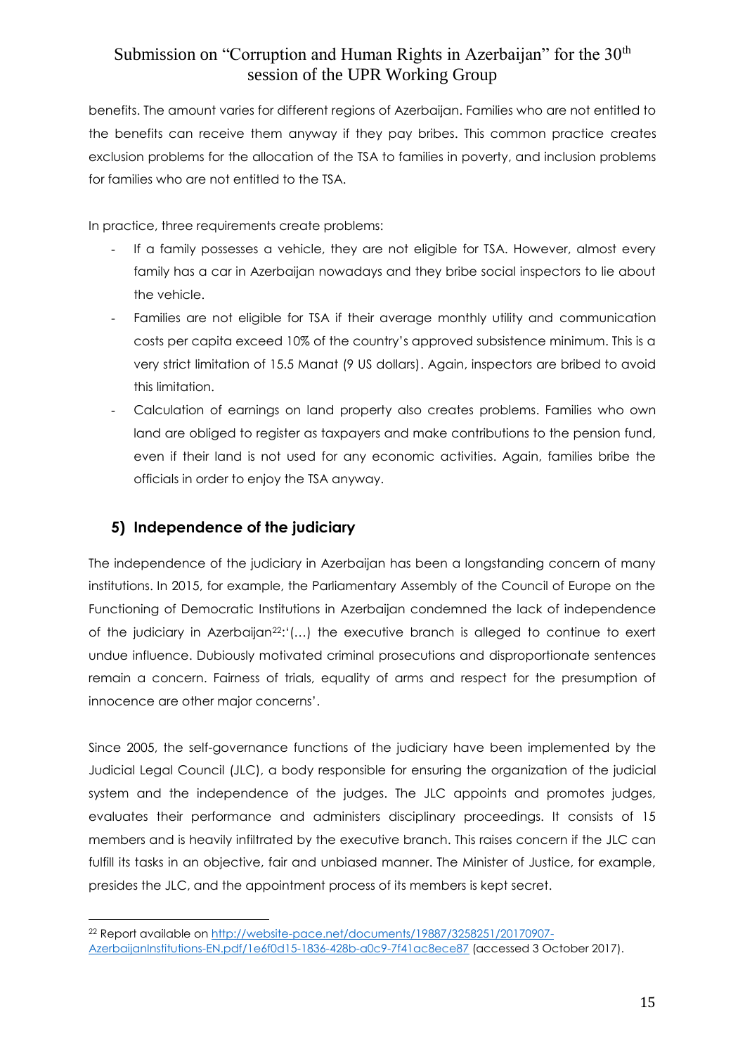benefits. The amount varies for different regions of Azerbaijan. Families who are not entitled to the benefits can receive them anyway if they pay bribes. This common practice creates exclusion problems for the allocation of the TSA to families in poverty, and inclusion problems for families who are not entitled to the TSA.

In practice, three requirements create problems:

- If a family possesses a vehicle, they are not eligible for TSA. However, almost every family has a car in Azerbaijan nowadays and they bribe social inspectors to lie about the vehicle.
- Families are not eligible for TSA if their average monthly utility and communication costs per capita exceed 10% of the country's approved subsistence minimum. This is a very strict limitation of 15.5 Manat (9 US dollars). Again, inspectors are bribed to avoid this limitation.
- Calculation of earnings on land property also creates problems. Families who own land are obliged to register as taxpayers and make contributions to the pension fund, even if their land is not used for any economic activities. Again, families bribe the officials in order to enjoy the TSA anyway.

## 5) Independence of the judiciary

The independence of the judiciary in Azerbaijan has been a longstanding concern of many institutions. In 2015, for example, the Parliamentary Assembly of the Council of Europe on the Functioning of Democratic Institutions in Azerbaijan condemned the lack of independence of the judiciary in Azerbaijan[22]:'(…) the executive branch is alleged to continue to exert undue influence. Dubiously motivated criminal prosecutions and disproportionate sentences remain a concern. Fairness of trials, equality of arms and respect for the presumption of innocence are other major concerns'.

Since 2005, the self-governance functions of the judiciary have been implemented by the Judicial Legal Council (JLC), a body responsible for ensuring the organization of the judicial system and the independence of the judges. The JLC appoints and promotes judges, evaluates their performance and administers disciplinary proceedings. It consists of 15 members and is heavily infiltrated by the executive branch. This raises concern if the JLC can fulfill its tasks in an objective, fair and unbiased manner. The Minister of Justice, for example, presides the JLC, and the appointment process of its members is kept secret.

---

[22] Report available on http://website-pace.net/documents/19887/3258251/20170907-AzerbaijanInstitutions-EN.pdf/1e6f0d15-1836-428b-a0c9-7f41ac8ece87 (accessed 3 October 2017).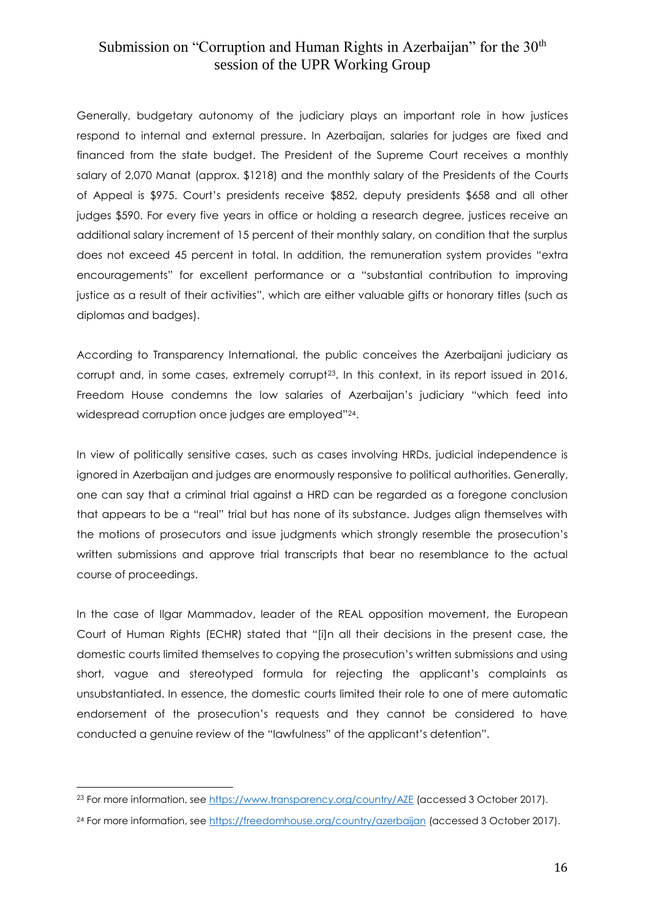Generally, budgetary autonomy of the judiciary plays an important role in how justices respond to internal and external pressure. In Azerbaijan, salaries for judges are fixed and financed from the state budget. The President of the Supreme Court receives a monthly salary of 2,070 Manat (approx. $1218) and the monthly salary of the Presidents of the Courts of Appeal is $975. Court's presidents receive $852, deputy presidents $658 and all other judges $590. For every five years in office or holding a research degree, justices receive an additional salary increment of 15 percent of their monthly salary, on condition that the surplus does not exceed 45 percent in total. In addition, the remuneration system provides "extra encouragements" for excellent performance or a "substantial contribution to improving justice as a result of their activities", which are either valuable gifts or honorary titles (such as diplomas and badges).

According to Transparency International, the public conceives the Azerbaijani judiciary as corrupt and, in some cases, extremely corrupt[23]. In this context, in its report issued in 2016, Freedom House condemns the low salaries of Azerbaijan's judiciary "which feed into widespread corruption once judges are employed"[24].

In view of politically sensitive cases, such as cases involving HRDs, judicial independence is ignored in Azerbaijan and judges are enormously responsive to political authorities. Generally, one can say that a criminal trial against a HRD can be regarded as a foregone conclusion that appears to be a "real" trial but has none of its substance. Judges align themselves with the motions of prosecutors and issue judgments which strongly resemble the prosecution's written submissions and approve trial transcripts that bear no resemblance to the actual course of proceedings.

In the case of Ilgar Mammadov, leader of the REAL opposition movement, the European Court of Human Rights (ECHR) stated that "[i]n all their decisions in the present case, the domestic courts limited themselves to copying the prosecution's written submissions and using short, vague and stereotyped formula for rejecting the applicant's complaints as unsubstantiated. In essence, the domestic courts limited their role to one of mere automatic endorsement of the prosecution's requests and they cannot be considered to have conducted a genuine review of the "lawfulness" of the applicant's detention".

---

[23] For more information, see https://www.transparency.org/country/AZE (accessed 3 October 2017).

[24] For more information, see https://freedomhouse.org/country/azerbaijan (accessed 3 October 2017).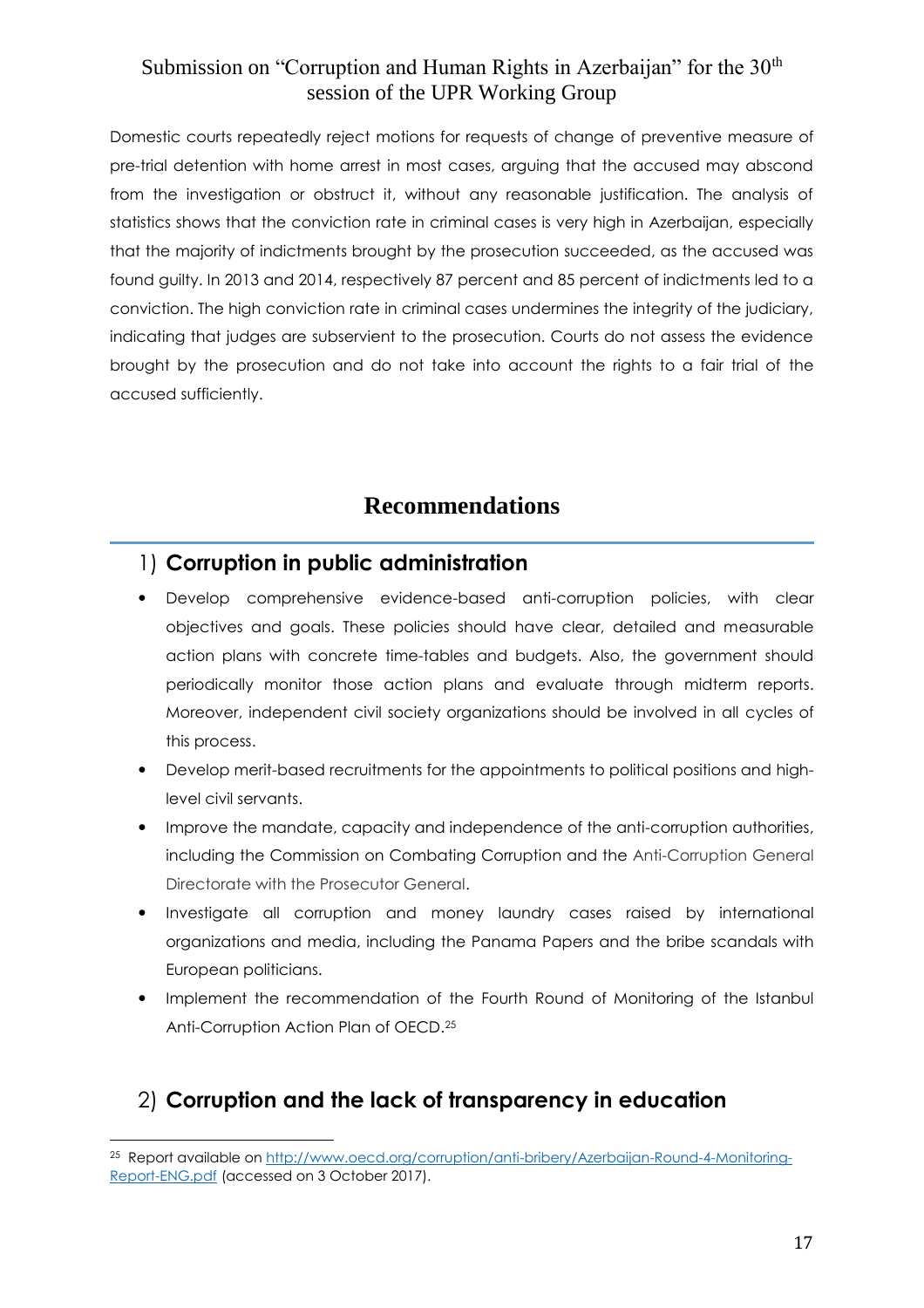Domestic courts repeatedly reject motions for requests of change of preventive measure of pre-trial detention with home arrest in most cases, arguing that the accused may abscond from the investigation or obstruct it, without any reasonable justification. The analysis of statistics shows that the conviction rate in criminal cases is very high in Azerbaijan, especially that the majority of indictments brought by the prosecution succeeded, as the accused was found guilty. In 2013 and 2014, respectively 87 percent and 85 percent of indictments led to a conviction. The high conviction rate in criminal cases undermines the integrity of the judiciary, indicating that judges are subservient to the prosecution. Courts do not assess the evidence brought by the prosecution and do not take into account the rights to a fair trial of the accused sufficiently.

# Recommendations

## 1) **Corruption in public administration**

- Develop comprehensive evidence-based anti-corruption policies, with clear objectives and goals. These policies should have clear, detailed and measurable action plans with concrete time-tables and budgets. Also, the government should periodically monitor those action plans and evaluate through midterm reports. Moreover, independent civil society organizations should be involved in all cycles of this process.
- Develop merit-based recruitments for the appointments to political positions and high-level civil servants.
- Improve the mandate, capacity and independence of the anti-corruption authorities, including the Commission on Combating Corruption and the Anti-Corruption General Directorate with the Prosecutor General.
- Investigate all corruption and money laundry cases raised by international organizations and media, including the Panama Papers and the bribe scandals with European politicians.
- Implement the recommendation of the Fourth Round of Monitoring of the Istanbul Anti-Corruption Action Plan of OECD.[25]

## 2) **Corruption and the lack of transparency in education**

[25] Report available on http://www.oecd.org/corruption/anti-bribery/Azerbaijan-Round-4-Monitoring-Report-ENG.pdf (accessed on 3 October 2017).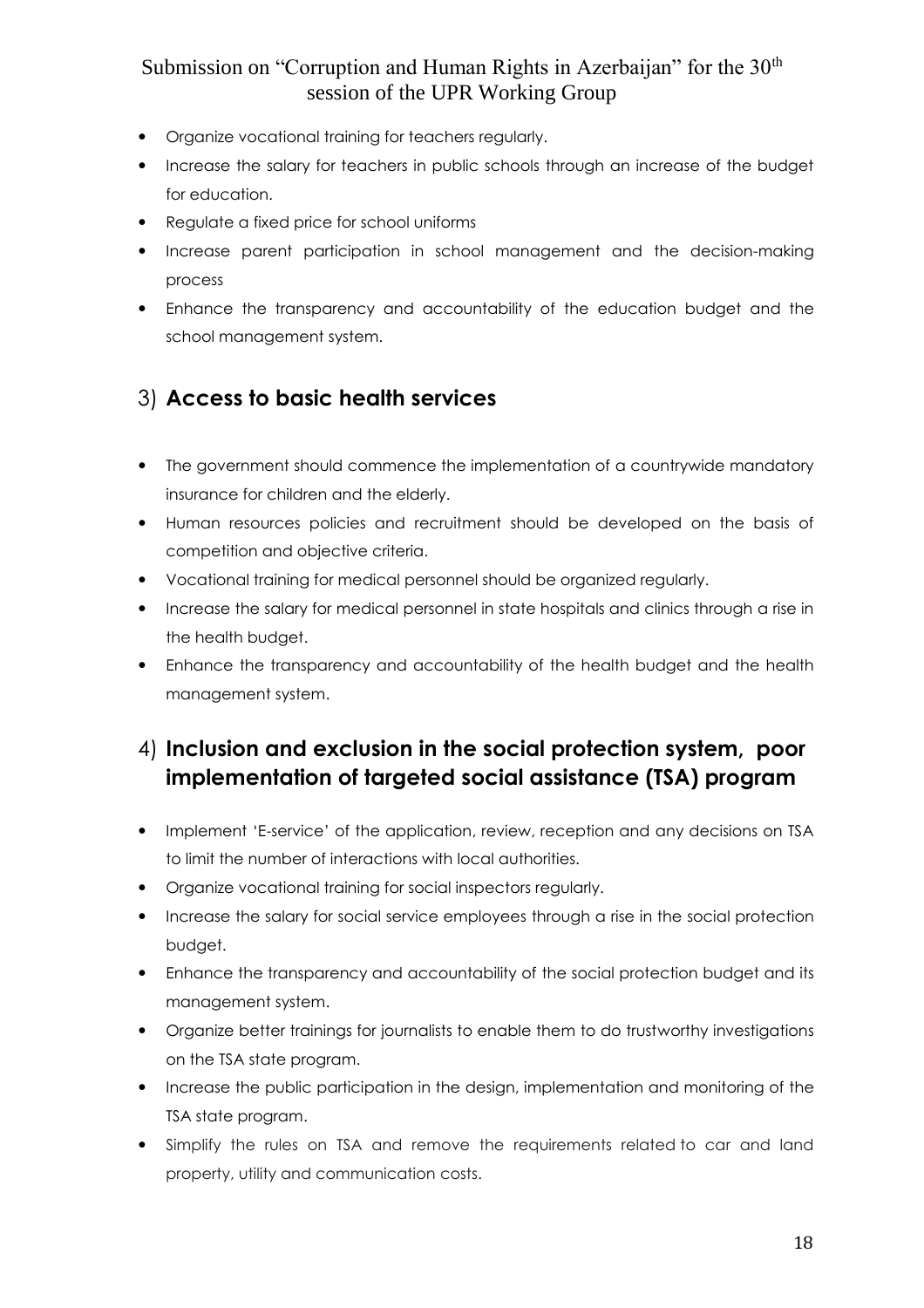- Organize vocational training for teachers regularly.
- Increase the salary for teachers in public schools through an increase of the budget for education.
- Regulate a fixed price for school uniforms
- Increase parent participation in school management and the decision-making process
- Enhance the transparency and accountability of the education budget and the school management system.

## 3) **Access to basic health services**

- The government should commence the implementation of a countrywide mandatory insurance for children and the elderly.
- Human resources policies and recruitment should be developed on the basis of competition and objective criteria.
- Vocational training for medical personnel should be organized regularly.
- Increase the salary for medical personnel in state hospitals and clinics through a rise in the health budget.
- Enhance the transparency and accountability of the health budget and the health management system.

## 4) **Inclusion and exclusion in the social protection system, poor implementation of targeted social assistance (TSA) program**

- Implement 'E-service' of the application, review, reception and any decisions on TSA to limit the number of interactions with local authorities.
- Organize vocational training for social inspectors regularly.
- Increase the salary for social service employees through a rise in the social protection budget.
- Enhance the transparency and accountability of the social protection budget and its management system.
- Organize better trainings for journalists to enable them to do trustworthy investigations on the TSA state program.
- Increase the public participation in the design, implementation and monitoring of the TSA state program.
- Simplify the rules on TSA and remove the requirements related to car and land property, utility and communication costs.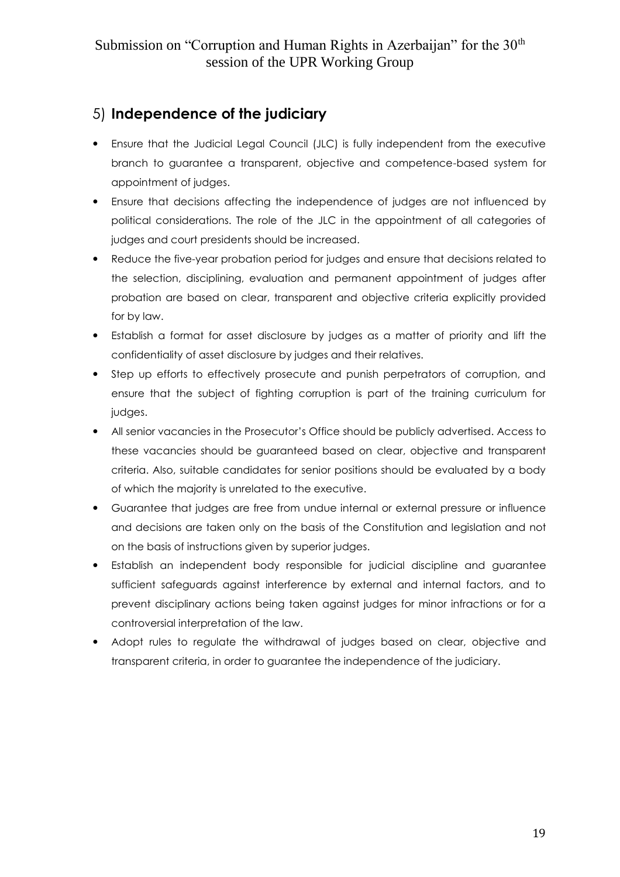## 5) **Independence of the judiciary**

- Ensure that the Judicial Legal Council (JLC) is fully independent from the executive branch to guarantee a transparent, objective and competence-based system for appointment of judges.
- Ensure that decisions affecting the independence of judges are not influenced by political considerations. The role of the JLC in the appointment of all categories of judges and court presidents should be increased.
- Reduce the five-year probation period for judges and ensure that decisions related to the selection, disciplining, evaluation and permanent appointment of judges after probation are based on clear, transparent and objective criteria explicitly provided for by law.
- Establish a format for asset disclosure by judges as a matter of priority and lift the confidentiality of asset disclosure by judges and their relatives.
- Step up efforts to effectively prosecute and punish perpetrators of corruption, and ensure that the subject of fighting corruption is part of the training curriculum for judges.
- All senior vacancies in the Prosecutor's Office should be publicly advertised. Access to these vacancies should be guaranteed based on clear, objective and transparent criteria. Also, suitable candidates for senior positions should be evaluated by a body of which the majority is unrelated to the executive.
- Guarantee that judges are free from undue internal or external pressure or influence and decisions are taken only on the basis of the Constitution and legislation and not on the basis of instructions given by superior judges.
- Establish an independent body responsible for judicial discipline and guarantee sufficient safeguards against interference by external and internal factors, and to prevent disciplinary actions being taken against judges for minor infractions or for a controversial interpretation of the law.
- Adopt rules to regulate the withdrawal of judges based on clear, objective and transparent criteria, in order to guarantee the independence of the judiciary.